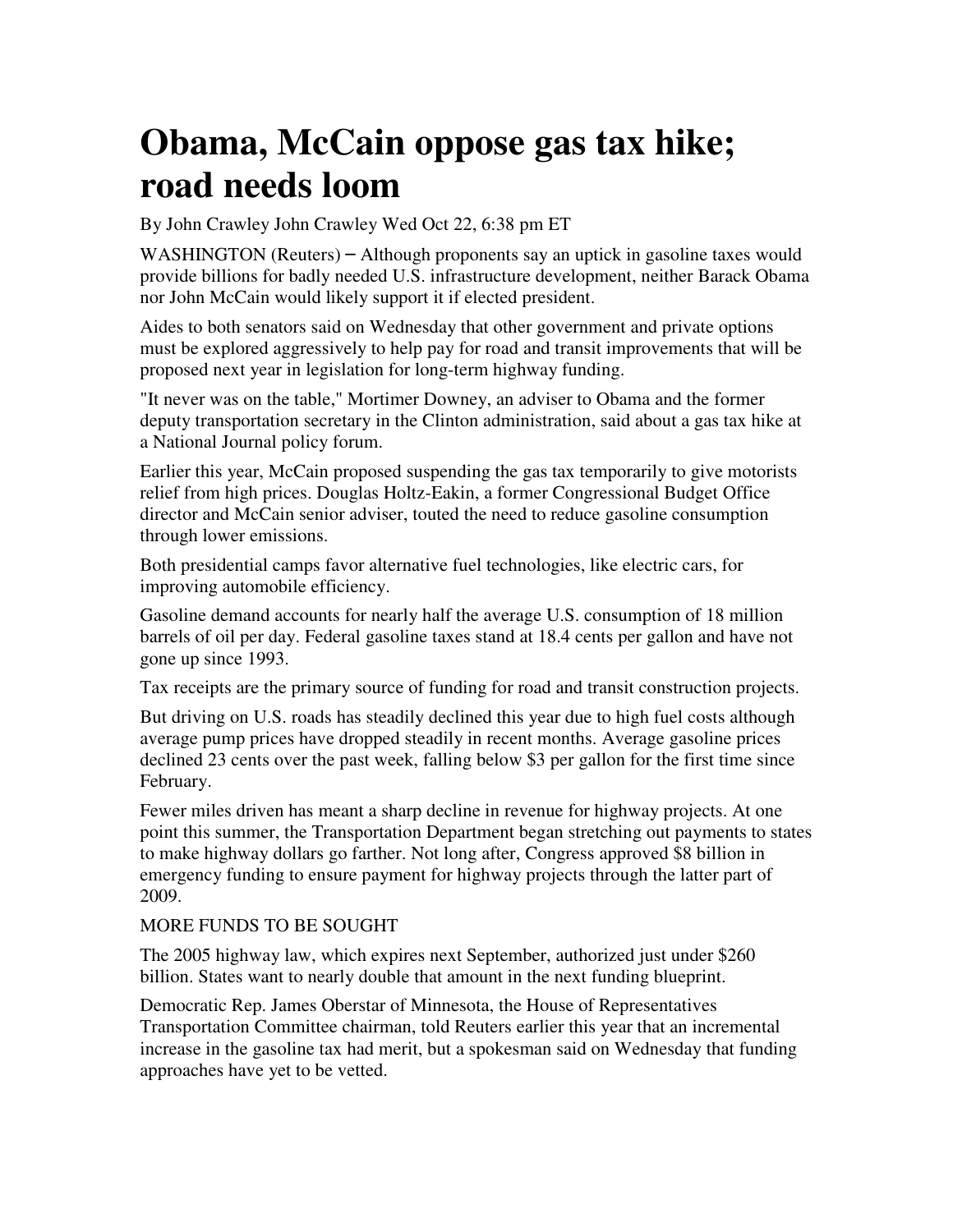# Obama, McCain oppose gas tax hike; road needs loom

By John Crawley John Crawley Wed Oct 22, 6:38 pm ET

WASHINGTON (Reuters) – Although proponents say an uptick in gasoline taxes would provide billions for badly needed U.S. infrastructure development, neither Barack Obama nor John McCain would likely support it if elected president.

Aides to both senators said on Wednesday that other government and private options must be explored aggressively to help pay for road and transit improvements that will be proposed next year in legislation for long-term highway funding.

"It never was on the table," Mortimer Downey, an adviser to Obama and the former deputy transportation secretary in the Clinton administration, said about a gas tax hike at a National Journal policy forum.

Earlier this year, McCain proposed suspending the gas tax temporarily to give motorists relief from high prices. Douglas Holtz-Eakin, a former Congressional Budget Office director and McCain senior adviser, touted the need to reduce gasoline consumption through lower emissions.

Both presidential camps favor alternative fuel technologies, like electric cars, for improving automobile efficiency.

Gasoline demand accounts for nearly half the average U.S. consumption of 18 million barrels of oil per day. Federal gasoline taxes stand at 18.4 cents per gallon and have not gone up since 1993.

Tax receipts are the primary source of funding for road and transit construction projects.

But driving on U.S. roads has steadily declined this year due to high fuel costs although average pump prices have dropped steadily in recent months. Average gasoline prices declined 23 cents over the past week, falling below $3 per gallon for the first time since February.

Fewer miles driven has meant a sharp decline in revenue for highway projects. At one point this summer, the Transportation Department began stretching out payments to states to make highway dollars go farther. Not long after, Congress approved $8 billion in emergency funding to ensure payment for highway projects through the latter part of 2009.

MORE FUNDS TO BE SOUGHT

The 2005 highway law, which expires next September, authorized just under $260 billion. States want to nearly double that amount in the next funding blueprint.

Democratic Rep. James Oberstar of Minnesota, the House of Representatives Transportation Committee chairman, told Reuters earlier this year that an incremental increase in the gasoline tax had merit, but a spokesman said on Wednesday that funding approaches have yet to be vetted.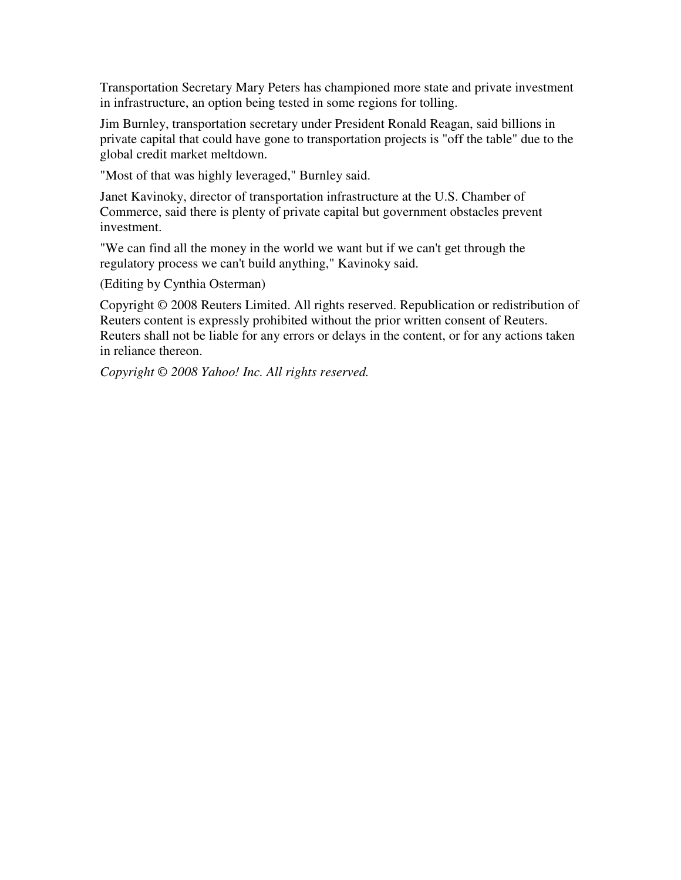Transportation Secretary Mary Peters has championed more state and private investment in infrastructure, an option being tested in some regions for tolling.

Jim Burnley, transportation secretary under President Ronald Reagan, said billions in private capital that could have gone to transportation projects is "off the table" due to the global credit market meltdown.

"Most of that was highly leveraged," Burnley said.

Janet Kavinoky, director of transportation infrastructure at the U.S. Chamber of Commerce, said there is plenty of private capital but government obstacles prevent investment.

"We can find all the money in the world we want but if we can't get through the regulatory process we can't build anything," Kavinoky said.

(Editing by Cynthia Osterman)

Copyright © 2008 Reuters Limited. All rights reserved. Republication or redistribution of Reuters content is expressly prohibited without the prior written consent of Reuters. Reuters shall not be liable for any errors or delays in the content, or for any actions taken in reliance thereon.

*Copyright © 2008 Yahoo! Inc. All rights reserved.*